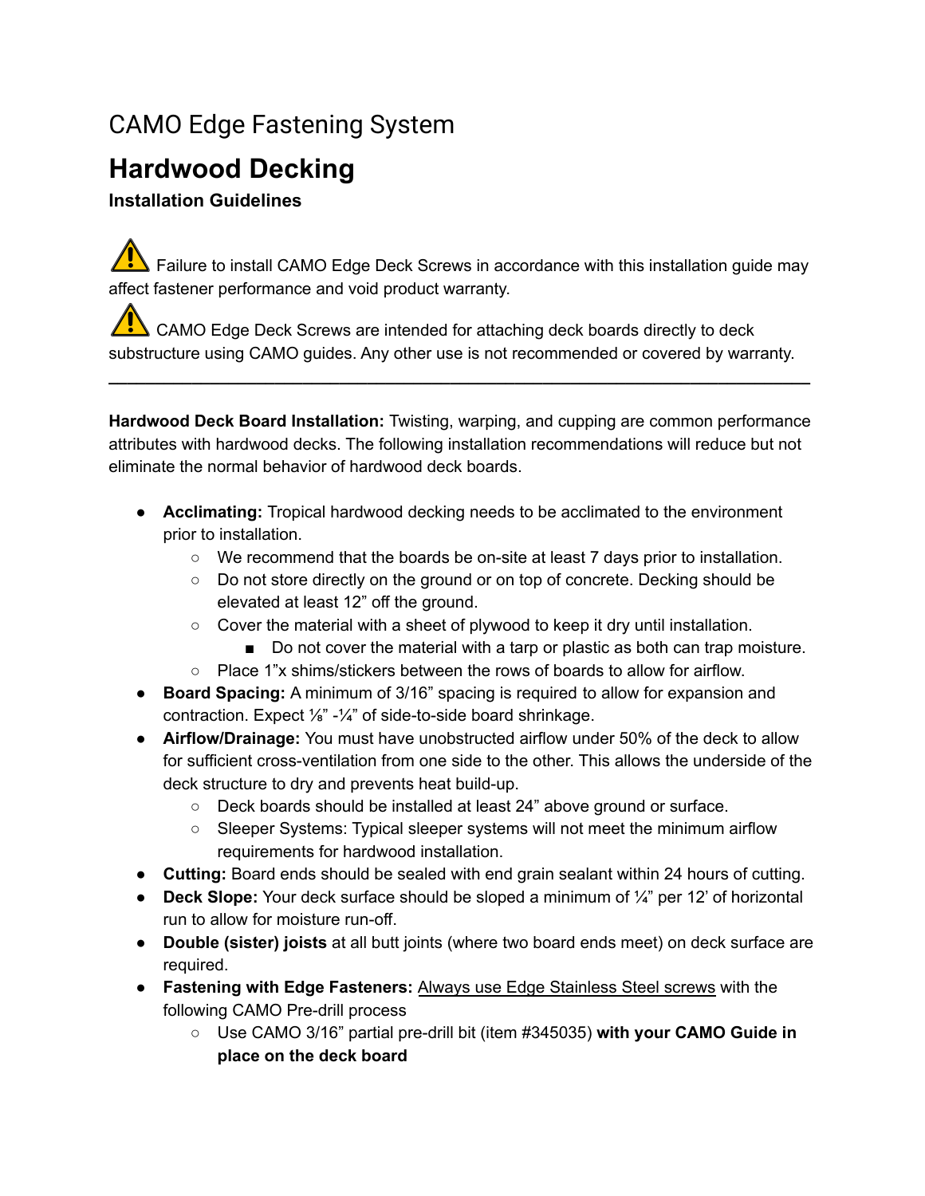CAMO Edge Fastening System

# Hardwood Decking

### Installation Guidelines

⚠ Failure to install CAMO Edge Deck Screws in accordance with this installation guide may affect fastener performance and void product warranty.

⚠ CAMO Edge Deck Screws are intended for attaching deck boards directly to deck substructure using CAMO guides. Any other use is not recommended or covered by warranty.

---

**Hardwood Deck Board Installation:** Twisting, warping, and cupping are common performance attributes with hardwood decks. The following installation recommendations will reduce but not eliminate the normal behavior of hardwood deck boards.

- **Acclimating:** Tropical hardwood decking needs to be acclimated to the environment prior to installation.
  - We recommend that the boards be on-site at least 7 days prior to installation.
  - Do not store directly on the ground or on top of concrete. Decking should be elevated at least 12" off the ground.
  - Cover the material with a sheet of plywood to keep it dry until installation.
    - Do not cover the material with a tarp or plastic as both can trap moisture.
  - Place 1"x shims/stickers between the rows of boards to allow for airflow.
- **Board Spacing:** A minimum of 3/16" spacing is required to allow for expansion and contraction. Expect ⅛" -¼" of side-to-side board shrinkage.
- **Airflow/Drainage:** You must have unobstructed airflow under 50% of the deck to allow for sufficient cross-ventilation from one side to the other. This allows the underside of the deck structure to dry and prevents heat build-up.
  - Deck boards should be installed at least 24" above ground or surface.
  - Sleeper Systems: Typical sleeper systems will not meet the minimum airflow requirements for hardwood installation.
- **Cutting:** Board ends should be sealed with end grain sealant within 24 hours of cutting.
- **Deck Slope:** Your deck surface should be sloped a minimum of ¼" per 12' of horizontal run to allow for moisture run-off.
- **Double (sister) joists** at all butt joints (where two board ends meet) on deck surface are required.
- **Fastening with Edge Fasteners:** Always use Edge Stainless Steel screws with the following CAMO Pre-drill process
  - Use CAMO 3/16" partial pre-drill bit (item #345035) **with your CAMO Guide in place on the deck board**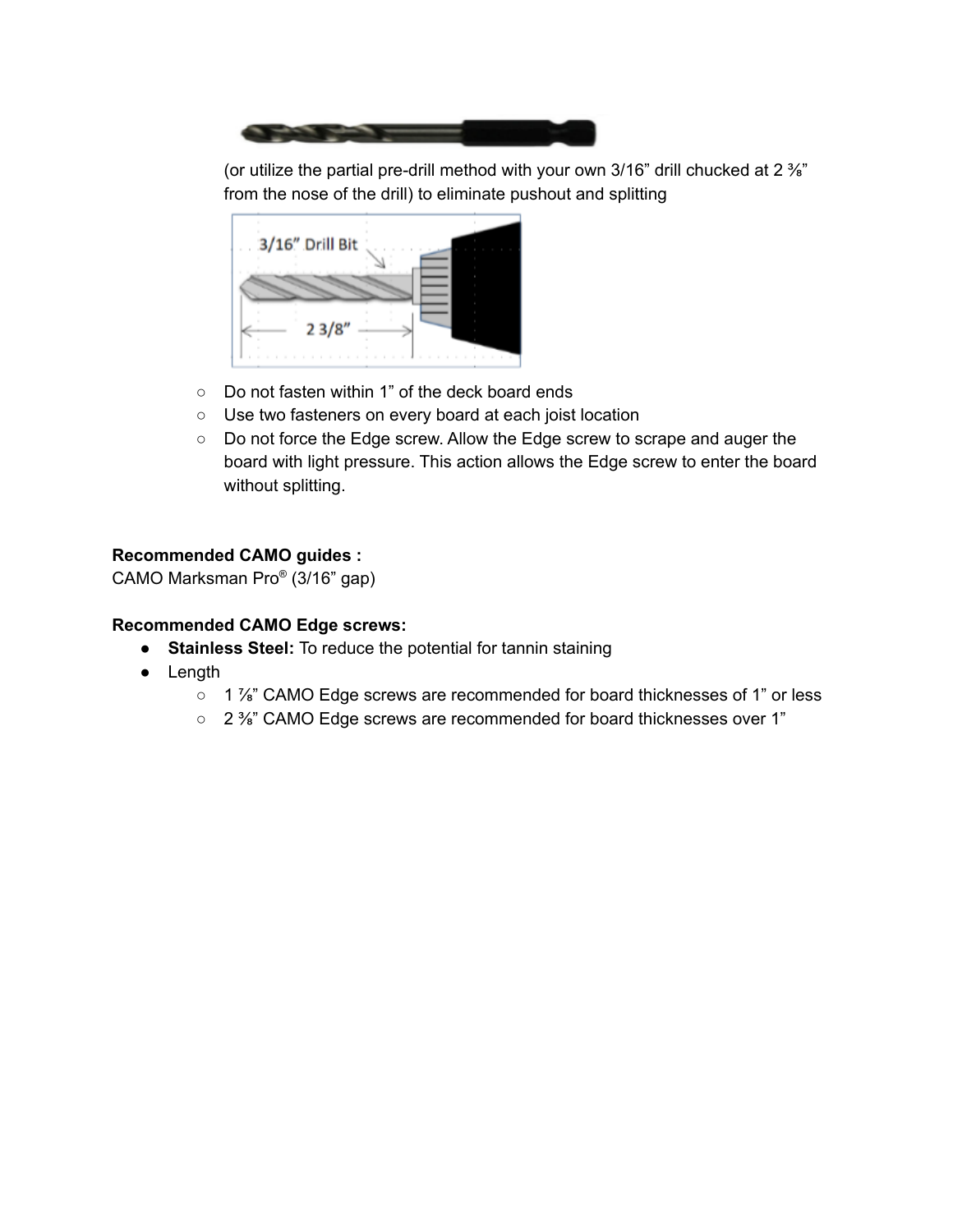(or utilize the partial pre-drill method with your own 3/16" drill chucked at 2 ⅜" from the nose of the drill) to eliminate pushout and splitting

3/16" Drill Bit

2 3/8"

- Do not fasten within 1" of the deck board ends
- Use two fasteners on every board at each joist location
- Do not force the Edge screw. Allow the Edge screw to scrape and auger the board with light pressure. This action allows the Edge screw to enter the board without splitting.

**Recommended CAMO guides :**
CAMO Marksman Pro® (3/16" gap)

**Recommended CAMO Edge screws:**

- **Stainless Steel:** To reduce the potential for tannin staining
- Length
  - 1 ⅞" CAMO Edge screws are recommended for board thicknesses of 1" or less
  - 2 ⅜" CAMO Edge screws are recommended for board thicknesses over 1"